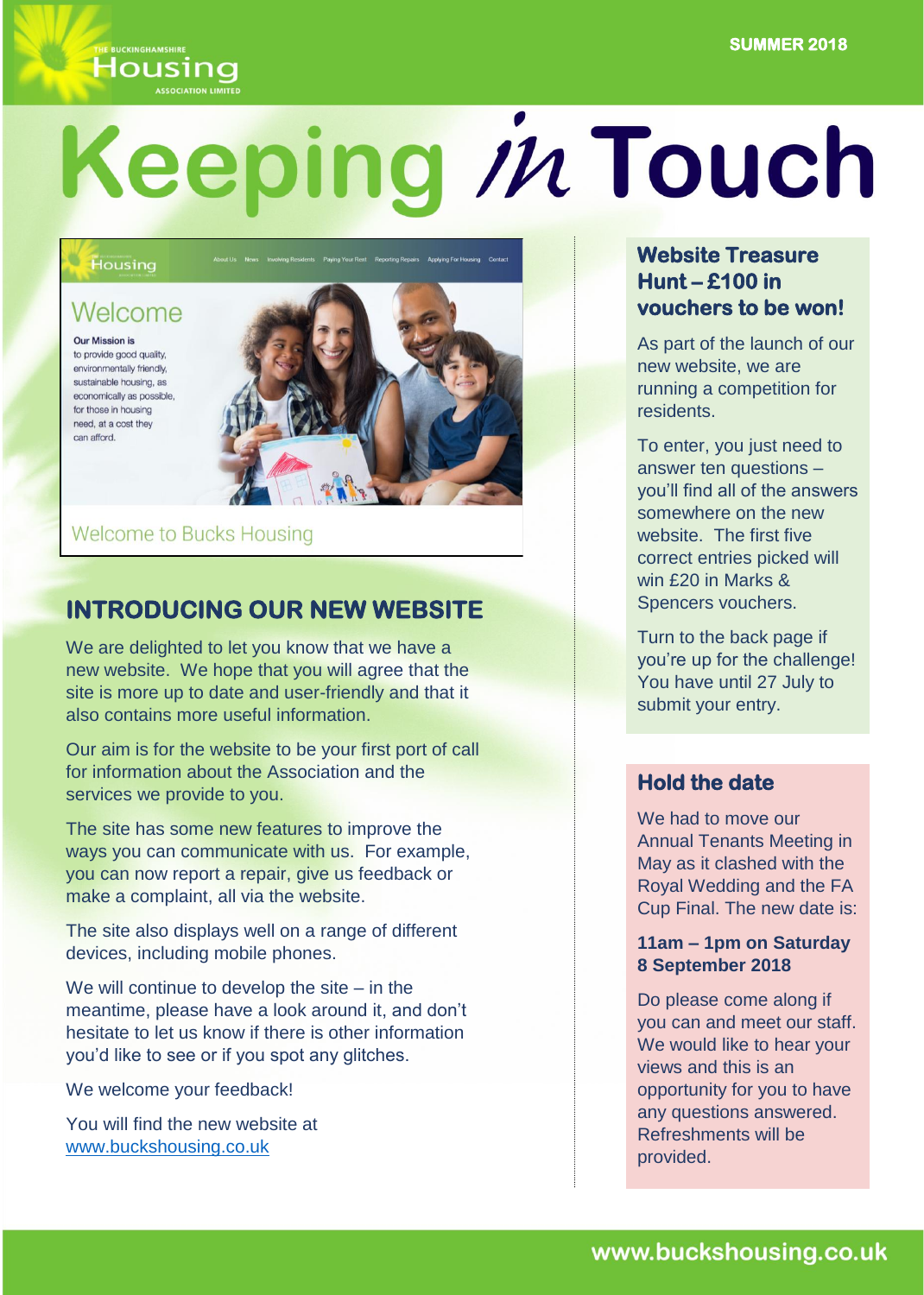SUMMER 2018

# Keeping in Touch

## INTRODUCING OUR NEW WEBSITE

We are delighted to let you know that we have a new website. We hope that you will agree that the site is more up to date and user-friendly and that it also contains more useful information.

Our aim is for the website to be your first port of call for information about the Association and the services we provide to you.

The site has some new features to improve the ways you can communicate with us. For example, you can now report a repair, give us feedback or make a complaint, all via the website.

The site also displays well on a range of different devices, including mobile phones.

We will continue to develop the site – in the meantime, please have a look around it, and don't hesitate to let us know if there is other information you'd like to see or if you spot any glitches.

We welcome your feedback!

You will find the new website at www.buckshousing.co.uk

## Website Treasure Hunt – £100 in vouchers to be won!

As part of the launch of our new website, we are running a competition for residents.

To enter, you just need to answer ten questions – you'll find all of the answers somewhere on the new website. The first five correct entries picked will win £20 in Marks & Spencers vouchers.

Turn to the back page if you're up for the challenge! You have until 27 July to submit your entry.

## Hold the date

We had to move our Annual Tenants Meeting in May as it clashed with the Royal Wedding and the FA Cup Final. The new date is:

**11am – 1pm on Saturday 8 September 2018**

Do please come along if you can and meet our staff. We would like to hear your views and this is an opportunity for you to have any questions answered. Refreshments will be provided.

www.buckshousing.co.uk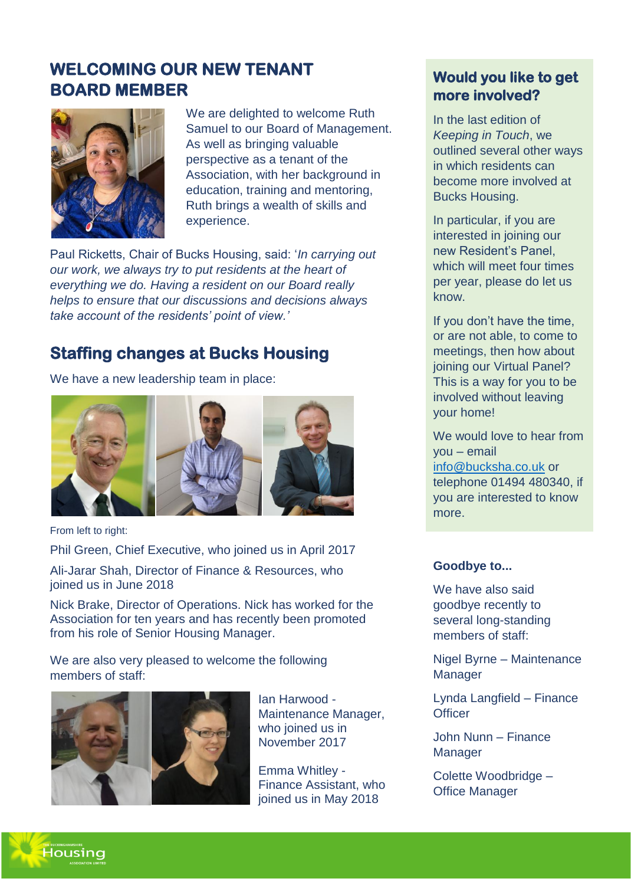## WELCOMING OUR NEW TENANT BOARD MEMBER

We are delighted to welcome Ruth Samuel to our Board of Management. As well as bringing valuable perspective as a tenant of the Association, with her background in education, training and mentoring, Ruth brings a wealth of skills and experience.

Paul Ricketts, Chair of Bucks Housing, said: '*In carrying out our work, we always try to put residents at the heart of everything we do. Having a resident on our Board really helps to ensure that our discussions and decisions always take account of the residents' point of view.*'

## Staffing changes at Bucks Housing

We have a new leadership team in place:

From left to right:

Phil Green, Chief Executive, who joined us in April 2017

Ali-Jarar Shah, Director of Finance & Resources, who joined us in June 2018

Nick Brake, Director of Operations. Nick has worked for the Association for ten years and has recently been promoted from his role of Senior Housing Manager.

We are also very pleased to welcome the following members of staff:

Ian Harwood - Maintenance Manager, who joined us in November 2017

Emma Whitley - Finance Assistant, who joined us in May 2018

## Would you like to get more involved?

In the last edition of *Keeping in Touch*, we outlined several other ways in which residents can become more involved at Bucks Housing.

In particular, if you are interested in joining our new Resident's Panel, which will meet four times per year, please do let us know.

If you don't have the time, or are not able, to come to meetings, then how about joining our Virtual Panel? This is a way for you to be involved without leaving your home!

We would love to hear from you – email info@bucksha.co.uk or telephone 01494 480340, if you are interested to know more.

### Goodbye to...

We have also said goodbye recently to several long-standing members of staff:

Nigel Byrne – Maintenance Manager

Lynda Langfield – Finance Officer

John Nunn – Finance Manager

Colette Woodbridge – Office Manager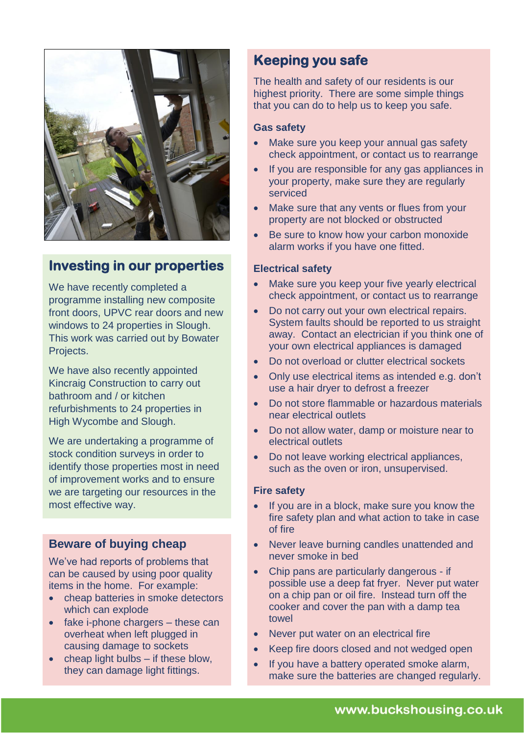## Investing in our properties

We have recently completed a programme installing new composite front doors, UPVC rear doors and new windows to 24 properties in Slough. This work was carried out by Bowater Projects.

We have also recently appointed Kincraig Construction to carry out bathroom and / or kitchen refurbishments to 24 properties in High Wycombe and Slough.

We are undertaking a programme of stock condition surveys in order to identify those properties most in need of improvement works and to ensure we are targeting our resources in the most effective way.

## Beware of buying cheap

We've had reports of problems that can be caused by using poor quality items in the home. For example:

- cheap batteries in smoke detectors which can explode
- fake i-phone chargers – these can overheat when left plugged in causing damage to sockets
- cheap light bulbs – if these blow, they can damage light fittings.

## Keeping you safe

The health and safety of our residents is our highest priority. There are some simple things that you can do to help us to keep you safe.

### Gas safety

- Make sure you keep your annual gas safety check appointment, or contact us to rearrange
- If you are responsible for any gas appliances in your property, make sure they are regularly serviced
- Make sure that any vents or flues from your property are not blocked or obstructed
- Be sure to know how your carbon monoxide alarm works if you have one fitted.

### Electrical safety

- Make sure you keep your five yearly electrical check appointment, or contact us to rearrange
- Do not carry out your own electrical repairs. System faults should be reported to us straight away. Contact an electrician if you think one of your own electrical appliances is damaged
- Do not overload or clutter electrical sockets
- Only use electrical items as intended e.g. don't use a hair dryer to defrost a freezer
- Do not store flammable or hazardous materials near electrical outlets
- Do not allow water, damp or moisture near to electrical outlets
- Do not leave working electrical appliances, such as the oven or iron, unsupervised.

### Fire safety

- If you are in a block, make sure you know the fire safety plan and what action to take in case of fire
- Never leave burning candles unattended and never smoke in bed
- Chip pans are particularly dangerous - if possible use a deep fat fryer. Never put water on a chip pan or oil fire. Instead turn off the cooker and cover the pan with a damp tea towel
- Never put water on an electrical fire
- Keep fire doors closed and not wedged open
- If you have a battery operated smoke alarm, make sure the batteries are changed regularly.

www.buckshousing.co.uk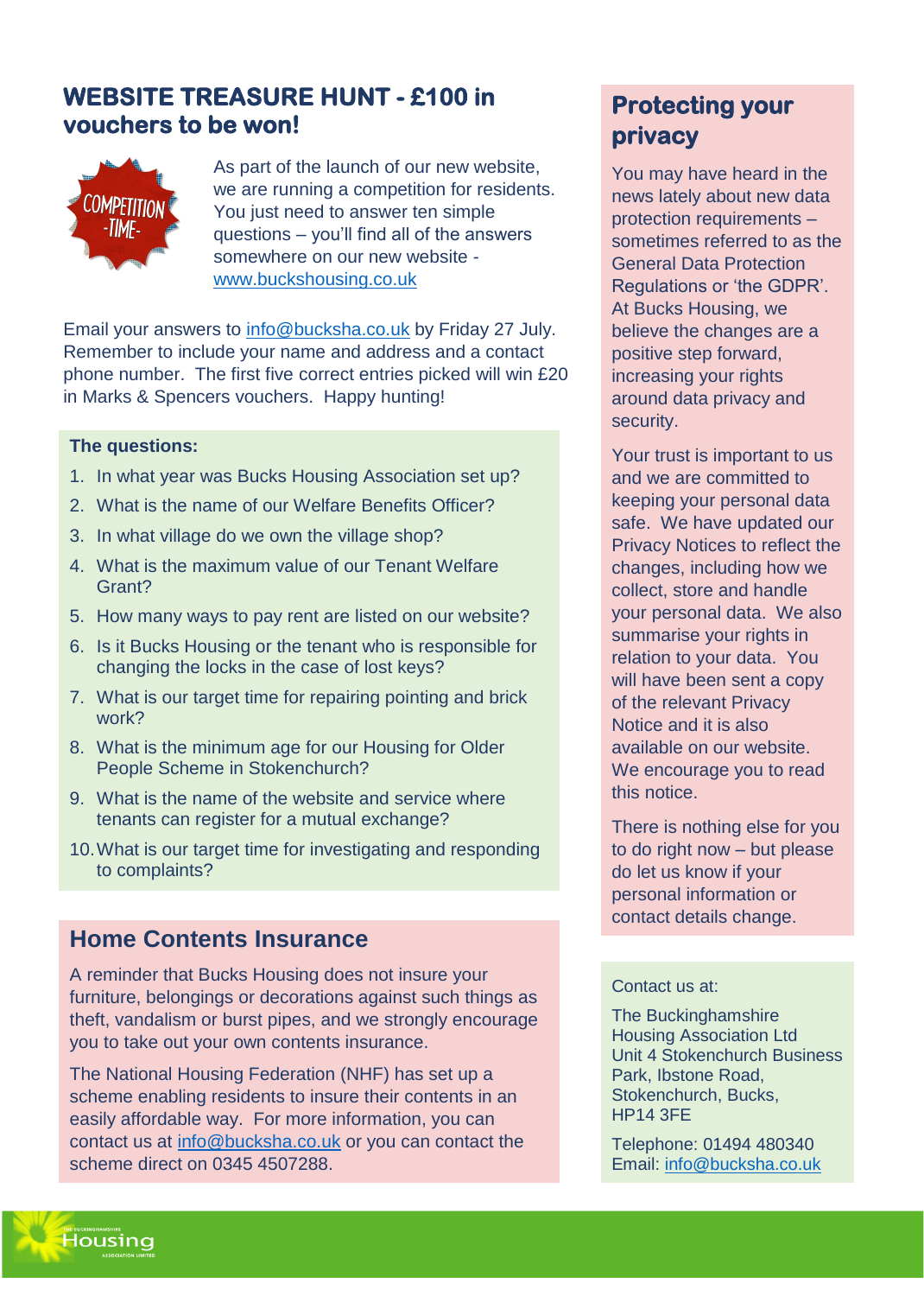## WEBSITE TREASURE HUNT - £100 in vouchers to be won!

COMPETITION -TIME-

As part of the launch of our new website, we are running a competition for residents. You just need to answer ten simple questions – you'll find all of the answers somewhere on our new website - www.buckshousing.co.uk

Email your answers to info@bucksha.co.uk by Friday 27 July. Remember to include your name and address and a contact phone number. The first five correct entries picked will win £20 in Marks & Spencers vouchers. Happy hunting!

**The questions:**

1. In what year was Bucks Housing Association set up?
2. What is the name of our Welfare Benefits Officer?
3. In what village do we own the village shop?
4. What is the maximum value of our Tenant Welfare Grant?
5. How many ways to pay rent are listed on our website?
6. Is it Bucks Housing or the tenant who is responsible for changing the locks in the case of lost keys?
7. What is our target time for repairing pointing and brick work?
8. What is the minimum age for our Housing for Older People Scheme in Stokenchurch?
9. What is the name of the website and service where tenants can register for a mutual exchange?
10. What is our target time for investigating and responding to complaints?

## Home Contents Insurance

A reminder that Bucks Housing does not insure your furniture, belongings or decorations against such things as theft, vandalism or burst pipes, and we strongly encourage you to take out your own contents insurance.

The National Housing Federation (NHF) has set up a scheme enabling residents to insure their contents in an easily affordable way. For more information, you can contact us at info@bucksha.co.uk or you can contact the scheme direct on 0345 4507288.

## Protecting your privacy

You may have heard in the news lately about new data protection requirements – sometimes referred to as the General Data Protection Regulations or 'the GDPR'. At Bucks Housing, we believe the changes are a positive step forward, increasing your rights around data privacy and security.

Your trust is important to us and we are committed to keeping your personal data safe. We have updated our Privacy Notices to reflect the changes, including how we collect, store and handle your personal data. We also summarise your rights in relation to your data. You will have been sent a copy of the relevant Privacy Notice and it is also available on our website. We encourage you to read this notice.

There is nothing else for you to do right now – but please do let us know if your personal information or contact details change.

Contact us at:

The Buckinghamshire Housing Association Ltd
Unit 4 Stokenchurch Business Park, Ibstone Road, Stokenchurch, Bucks, HP14 3FE

Telephone: 01494 480340
Email: info@bucksha.co.uk

THE BUCKINGHAMSHIRE Housing ASSOCIATION LIMITED